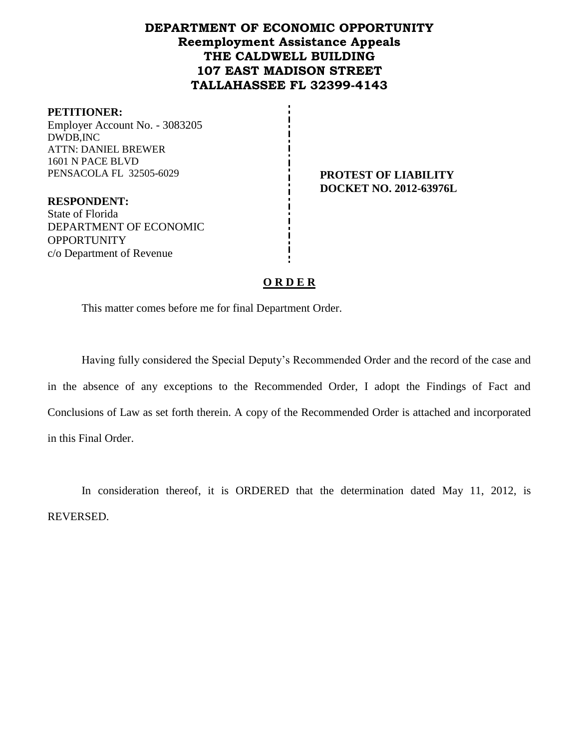# DEPARTMENT OF ECONOMIC OPPORTUNITY
## Reemployment Assistance Appeals
## THE CALDWELL BUILDING
## 107 EAST MADISON STREET
## TALLAHASSEE FL 32399-4143

**PETITIONER:**
Employer Account No. - 3083205
DWDB,INC
ATTN: DANIEL BREWER
1601 N PACE BLVD
PENSACOLA FL 32505-6029

**PROTEST OF LIABILITY**
**DOCKET NO. 2012-63976L**

**RESPONDENT:**
State of Florida
DEPARTMENT OF ECONOMIC OPPORTUNITY
c/o Department of Revenue

**O R D E R**

This matter comes before me for final Department Order.

Having fully considered the Special Deputy's Recommended Order and the record of the case and in the absence of any exceptions to the Recommended Order, I adopt the Findings of Fact and Conclusions of Law as set forth therein. A copy of the Recommended Order is attached and incorporated in this Final Order.

In consideration thereof, it is ORDERED that the determination dated May 11, 2012, is REVERSED.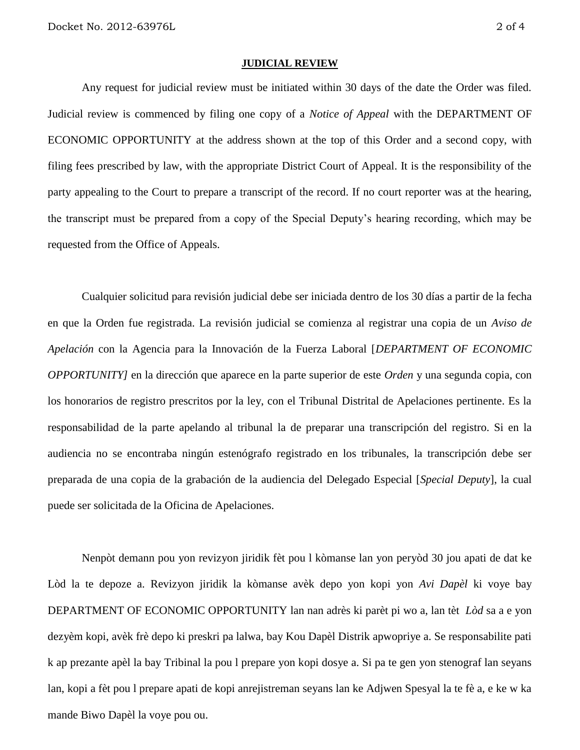## JUDICIAL REVIEW

Any request for judicial review must be initiated within 30 days of the date the Order was filed. Judicial review is commenced by filing one copy of a *Notice of Appeal* with the DEPARTMENT OF ECONOMIC OPPORTUNITY at the address shown at the top of this Order and a second copy, with filing fees prescribed by law, with the appropriate District Court of Appeal. It is the responsibility of the party appealing to the Court to prepare a transcript of the record. If no court reporter was at the hearing, the transcript must be prepared from a copy of the Special Deputy's hearing recording, which may be requested from the Office of Appeals.

Cualquier solicitud para revisión judicial debe ser iniciada dentro de los 30 días a partir de la fecha en que la Orden fue registrada. La revisión judicial se comienza al registrar una copia de un *Aviso de Apelación* con la Agencia para la Innovación de la Fuerza Laboral [*DEPARTMENT OF ECONOMIC OPPORTUNITY]* en la dirección que aparece en la parte superior de este *Orden* y una segunda copia, con los honorarios de registro prescritos por la ley, con el Tribunal Distrital de Apelaciones pertinente. Es la responsabilidad de la parte apelando al tribunal la de preparar una transcripción del registro. Si en la audiencia no se encontraba ningún estenógrafo registrado en los tribunales, la transcripción debe ser preparada de una copia de la grabación de la audiencia del Delegado Especial [*Special Deputy*], la cual puede ser solicitada de la Oficina de Apelaciones.

Nenpòt demann pou yon revizyon jiridik fèt pou l kòmanse lan yon peryòd 30 jou apati de dat ke Lòd la te depoze a. Revizyon jiridik la kòmanse avèk depo yon kopi yon *Avi Dapèl* ki voye bay DEPARTMENT OF ECONOMIC OPPORTUNITY lan nan adrès ki parèt pi wo a, lan tèt *Lòd* sa a e yon dezyèm kopi, avèk frè depo ki preskri pa lalwa, bay Kou Dapèl Distrik apwopriye a. Se responsabilite pati k ap prezante apèl la bay Tribinal la pou l prepare yon kopi dosye a. Si pa te gen yon stenograf lan seyans lan, kopi a fèt pou l prepare apati de kopi anrejistreman seyans lan ke Adjwen Spesyal la te fè a, e ke w ka mande Biwo Dapèl la voye pou ou.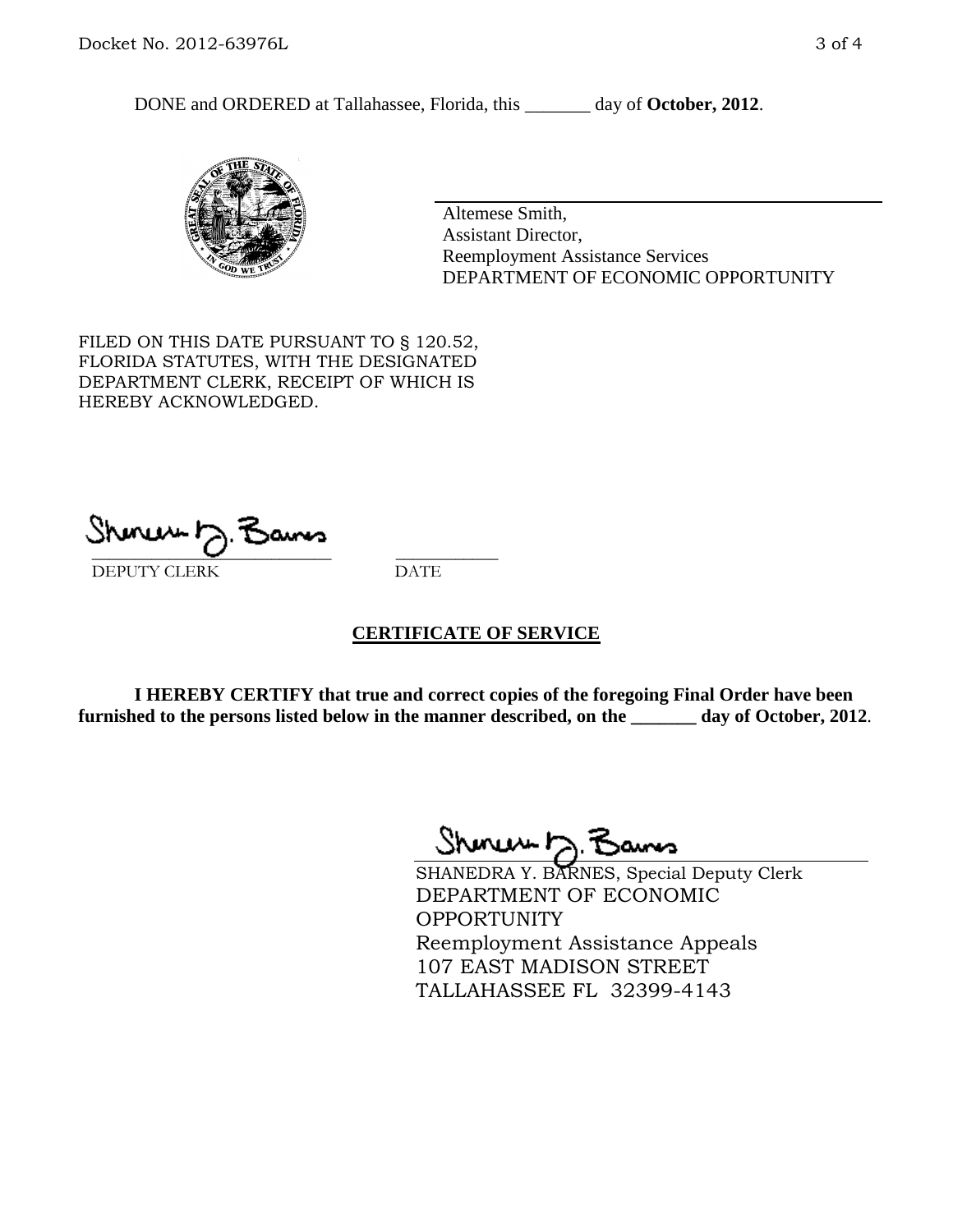DONE and ORDERED at Tallahassee, Florida, this _______ day of **October, 2012**.

Altemese Smith,
Assistant Director,
Reemployment Assistance Services
DEPARTMENT OF ECONOMIC OPPORTUNITY

FILED ON THIS DATE PURSUANT TO § 120.52, FLORIDA STATUTES, WITH THE DESIGNATED DEPARTMENT CLERK, RECEIPT OF WHICH IS HEREBY ACKNOWLEDGED.

_____________________________ ___________
DEPUTY CLERK DATE

## CERTIFICATE OF SERVICE

**I HEREBY CERTIFY that true and correct copies of the foregoing Final Order have been furnished to the persons listed below in the manner described, on the _______ day of October, 2012**.

SHANEDRA Y. BARNES, Special Deputy Clerk
DEPARTMENT OF ECONOMIC OPPORTUNITY
Reemployment Assistance Appeals
107 EAST MADISON STREET
TALLAHASSEE FL 32399-4143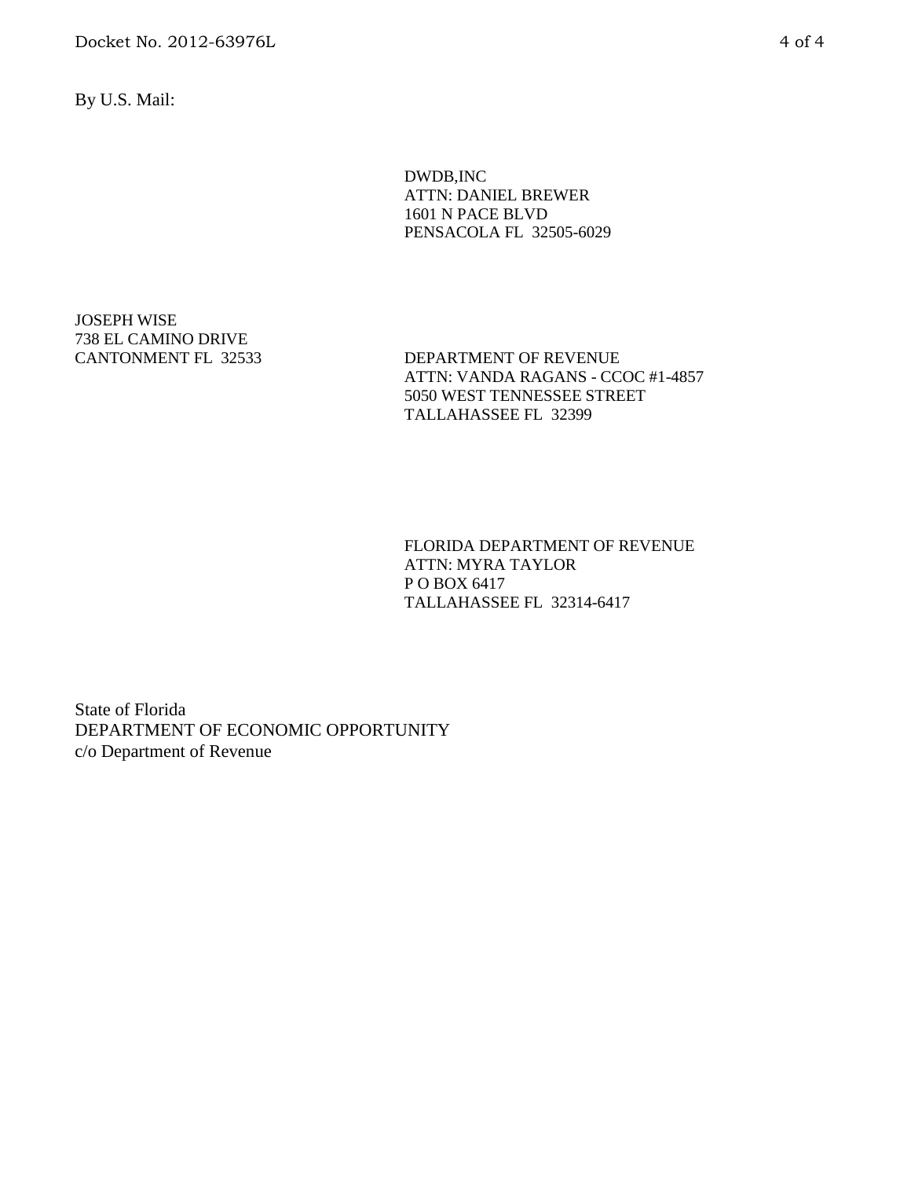By U.S. Mail:

DWDB,INC
ATTN: DANIEL BREWER
1601 N PACE BLVD
PENSACOLA FL 32505-6029

JOSEPH WISE
738 EL CAMINO DRIVE
CANTONMENT FL 32533

DEPARTMENT OF REVENUE
ATTN: VANDA RAGANS - CCOC #1-4857
5050 WEST TENNESSEE STREET
TALLAHASSEE FL 32399

FLORIDA DEPARTMENT OF REVENUE
ATTN: MYRA TAYLOR
P O BOX 6417
TALLAHASSEE FL 32314-6417

State of Florida
DEPARTMENT OF ECONOMIC OPPORTUNITY
c/o Department of Revenue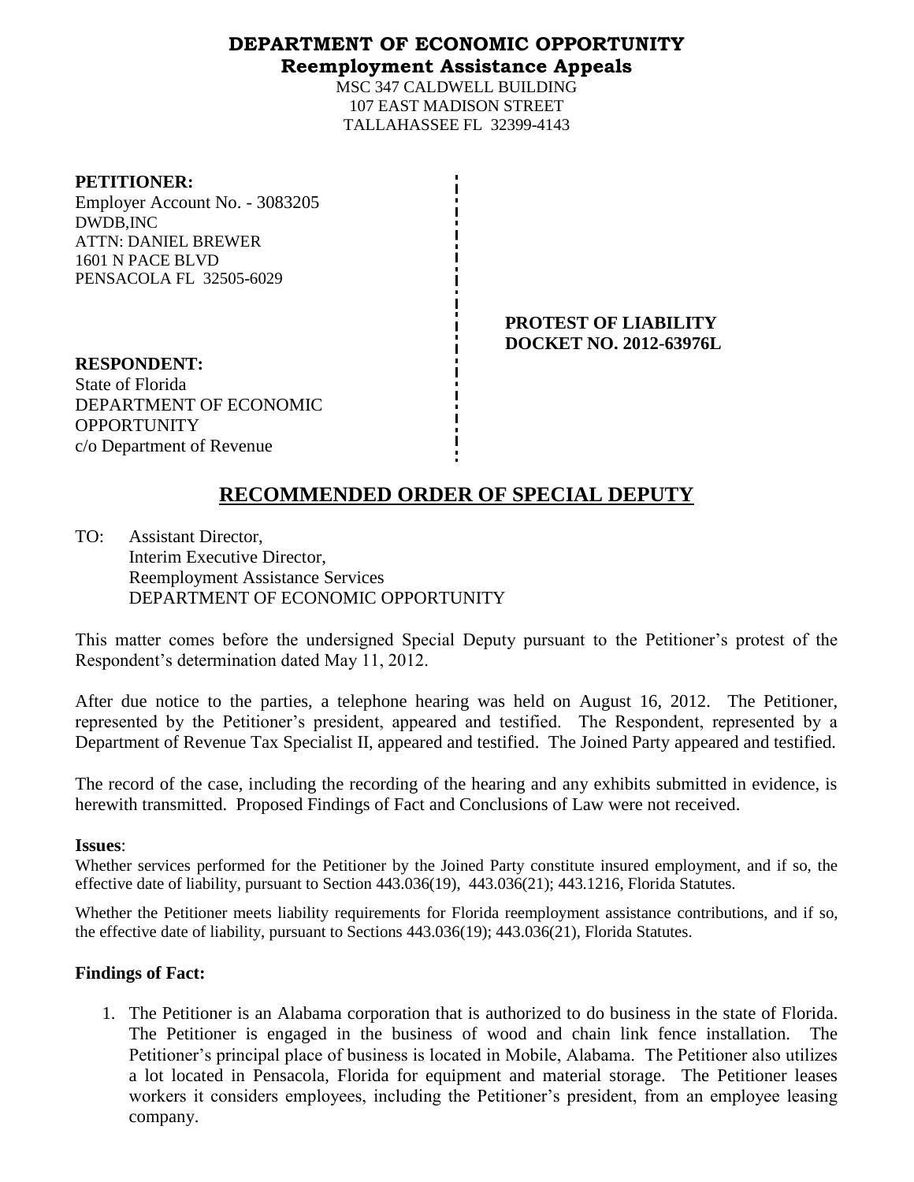# DEPARTMENT OF ECONOMIC OPPORTUNITY
## Reemployment Assistance Appeals

MSC 347 CALDWELL BUILDING
107 EAST MADISON STREET
TALLAHASSEE FL 32399-4143

**PETITIONER:**
Employer Account No. - 3083205
DWDB,INC
ATTN: DANIEL BREWER
1601 N PACE BLVD
PENSACOLA FL 32505-6029

**PROTEST OF LIABILITY**
**DOCKET NO. 2012-63976L**

**RESPONDENT:**
State of Florida
DEPARTMENT OF ECONOMIC OPPORTUNITY
c/o Department of Revenue

# RECOMMENDED ORDER OF SPECIAL DEPUTY

TO: Assistant Director,
Interim Executive Director,
Reemployment Assistance Services
DEPARTMENT OF ECONOMIC OPPORTUNITY

This matter comes before the undersigned Special Deputy pursuant to the Petitioner's protest of the Respondent's determination dated May 11, 2012.

After due notice to the parties, a telephone hearing was held on August 16, 2012. The Petitioner, represented by the Petitioner's president, appeared and testified. The Respondent, represented by a Department of Revenue Tax Specialist II, appeared and testified. The Joined Party appeared and testified.

The record of the case, including the recording of the hearing and any exhibits submitted in evidence, is herewith transmitted. Proposed Findings of Fact and Conclusions of Law were not received.

**Issues**:

Whether services performed for the Petitioner by the Joined Party constitute insured employment, and if so, the effective date of liability, pursuant to Section 443.036(19), 443.036(21); 443.1216, Florida Statutes.

Whether the Petitioner meets liability requirements for Florida reemployment assistance contributions, and if so, the effective date of liability, pursuant to Sections 443.036(19); 443.036(21), Florida Statutes.

**Findings of Fact:**

1. The Petitioner is an Alabama corporation that is authorized to do business in the state of Florida. The Petitioner is engaged in the business of wood and chain link fence installation. The Petitioner's principal place of business is located in Mobile, Alabama. The Petitioner also utilizes a lot located in Pensacola, Florida for equipment and material storage. The Petitioner leases workers it considers employees, including the Petitioner's president, from an employee leasing company.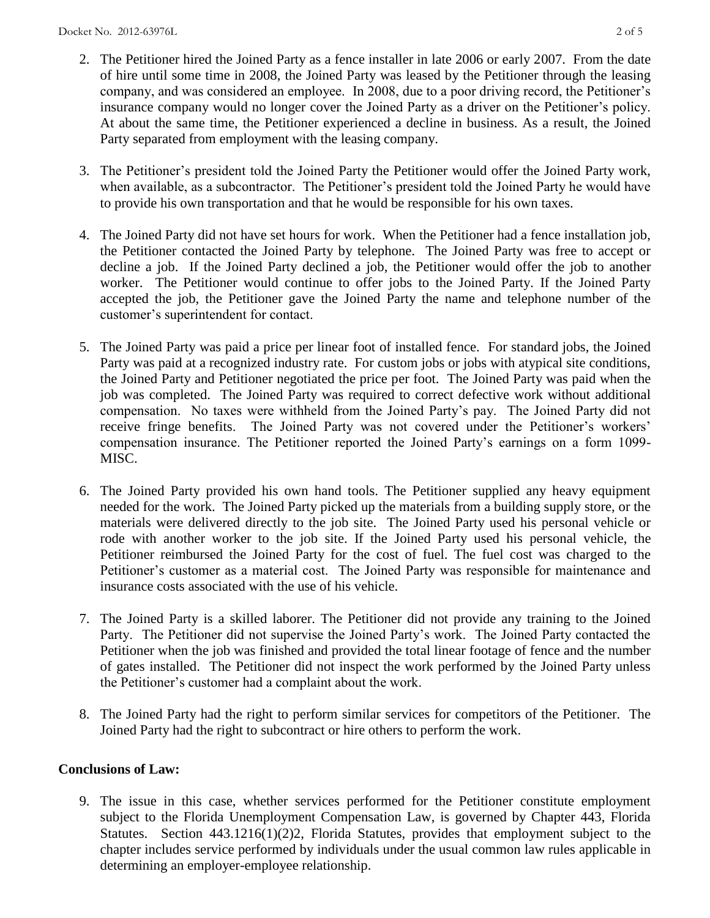2. The Petitioner hired the Joined Party as a fence installer in late 2006 or early 2007. From the date of hire until some time in 2008, the Joined Party was leased by the Petitioner through the leasing company, and was considered an employee. In 2008, due to a poor driving record, the Petitioner's insurance company would no longer cover the Joined Party as a driver on the Petitioner's policy. At about the same time, the Petitioner experienced a decline in business. As a result, the Joined Party separated from employment with the leasing company.

3. The Petitioner's president told the Joined Party the Petitioner would offer the Joined Party work, when available, as a subcontractor. The Petitioner's president told the Joined Party he would have to provide his own transportation and that he would be responsible for his own taxes.

4. The Joined Party did not have set hours for work. When the Petitioner had a fence installation job, the Petitioner contacted the Joined Party by telephone. The Joined Party was free to accept or decline a job. If the Joined Party declined a job, the Petitioner would offer the job to another worker. The Petitioner would continue to offer jobs to the Joined Party. If the Joined Party accepted the job, the Petitioner gave the Joined Party the name and telephone number of the customer's superintendent for contact.

5. The Joined Party was paid a price per linear foot of installed fence. For standard jobs, the Joined Party was paid at a recognized industry rate. For custom jobs or jobs with atypical site conditions, the Joined Party and Petitioner negotiated the price per foot. The Joined Party was paid when the job was completed. The Joined Party was required to correct defective work without additional compensation. No taxes were withheld from the Joined Party's pay. The Joined Party did not receive fringe benefits. The Joined Party was not covered under the Petitioner's workers' compensation insurance. The Petitioner reported the Joined Party's earnings on a form 1099-MISC.

6. The Joined Party provided his own hand tools. The Petitioner supplied any heavy equipment needed for the work. The Joined Party picked up the materials from a building supply store, or the materials were delivered directly to the job site. The Joined Party used his personal vehicle or rode with another worker to the job site. If the Joined Party used his personal vehicle, the Petitioner reimbursed the Joined Party for the cost of fuel. The fuel cost was charged to the Petitioner's customer as a material cost. The Joined Party was responsible for maintenance and insurance costs associated with the use of his vehicle.

7. The Joined Party is a skilled laborer. The Petitioner did not provide any training to the Joined Party. The Petitioner did not supervise the Joined Party's work. The Joined Party contacted the Petitioner when the job was finished and provided the total linear footage of fence and the number of gates installed. The Petitioner did not inspect the work performed by the Joined Party unless the Petitioner's customer had a complaint about the work.

8. The Joined Party had the right to perform similar services for competitors of the Petitioner. The Joined Party had the right to subcontract or hire others to perform the work.

**Conclusions of Law:**

9. The issue in this case, whether services performed for the Petitioner constitute employment subject to the Florida Unemployment Compensation Law, is governed by Chapter 443, Florida Statutes. Section 443.1216(1)(2)2, Florida Statutes, provides that employment subject to the chapter includes service performed by individuals under the usual common law rules applicable in determining an employer-employee relationship.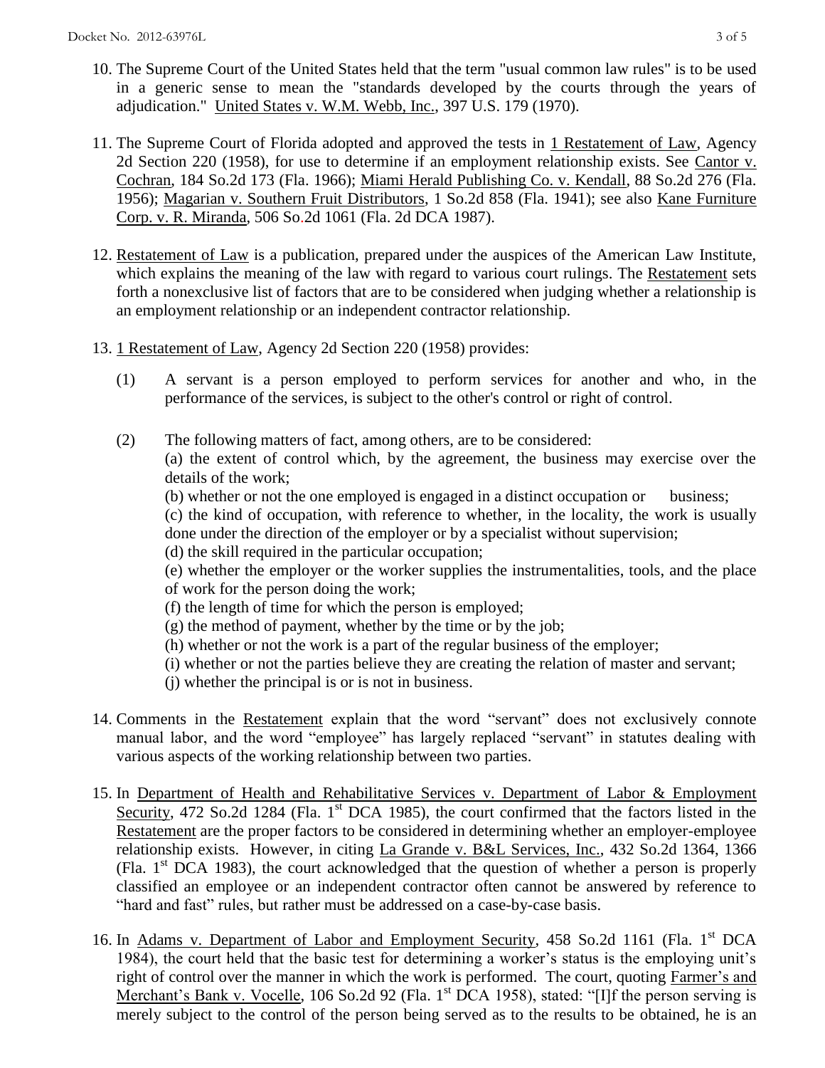10. The Supreme Court of the United States held that the term "usual common law rules" is to be used in a generic sense to mean the "standards developed by the courts through the years of adjudication." United States v. W.M. Webb, Inc., 397 U.S. 179 (1970).

11. The Supreme Court of Florida adopted and approved the tests in 1 Restatement of Law, Agency 2d Section 220 (1958), for use to determine if an employment relationship exists. See Cantor v. Cochran, 184 So.2d 173 (Fla. 1966); Miami Herald Publishing Co. v. Kendall, 88 So.2d 276 (Fla. 1956); Magarian v. Southern Fruit Distributors, 1 So.2d 858 (Fla. 1941); see also Kane Furniture Corp. v. R. Miranda, 506 So.2d 1061 (Fla. 2d DCA 1987).

12. Restatement of Law is a publication, prepared under the auspices of the American Law Institute, which explains the meaning of the law with regard to various court rulings. The Restatement sets forth a nonexclusive list of factors that are to be considered when judging whether a relationship is an employment relationship or an independent contractor relationship.

13. 1 Restatement of Law, Agency 2d Section 220 (1958) provides:

    (1) A servant is a person employed to perform services for another and who, in the performance of the services, is subject to the other's control or right of control.

    (2) The following matters of fact, among others, are to be considered:
    (a) the extent of control which, by the agreement, the business may exercise over the details of the work;
    (b) whether or not the one employed is engaged in a distinct occupation or business;
    (c) the kind of occupation, with reference to whether, in the locality, the work is usually done under the direction of the employer or by a specialist without supervision;
    (d) the skill required in the particular occupation;
    (e) whether the employer or the worker supplies the instrumentalities, tools, and the place of work for the person doing the work;
    (f) the length of time for which the person is employed;
    (g) the method of payment, whether by the time or by the job;
    (h) whether or not the work is a part of the regular business of the employer;
    (i) whether or not the parties believe they are creating the relation of master and servant;
    (j) whether the principal is or is not in business.

14. Comments in the Restatement explain that the word "servant" does not exclusively connote manual labor, and the word "employee" has largely replaced "servant" in statutes dealing with various aspects of the working relationship between two parties.

15. In Department of Health and Rehabilitative Services v. Department of Labor & Employment Security, 472 So.2d 1284 (Fla. 1st DCA 1985), the court confirmed that the factors listed in the Restatement are the proper factors to be considered in determining whether an employer-employee relationship exists. However, in citing La Grande v. B&L Services, Inc., 432 So.2d 1364, 1366 (Fla. 1st DCA 1983), the court acknowledged that the question of whether a person is properly classified an employee or an independent contractor often cannot be answered by reference to "hard and fast" rules, but rather must be addressed on a case-by-case basis.

16. In Adams v. Department of Labor and Employment Security, 458 So.2d 1161 (Fla. 1st DCA 1984), the court held that the basic test for determining a worker's status is the employing unit's right of control over the manner in which the work is performed. The court, quoting Farmer's and Merchant's Bank v. Vocelle, 106 So.2d 92 (Fla. 1st DCA 1958), stated: "[I]f the person serving is merely subject to the control of the person being served as to the results to be obtained, he is an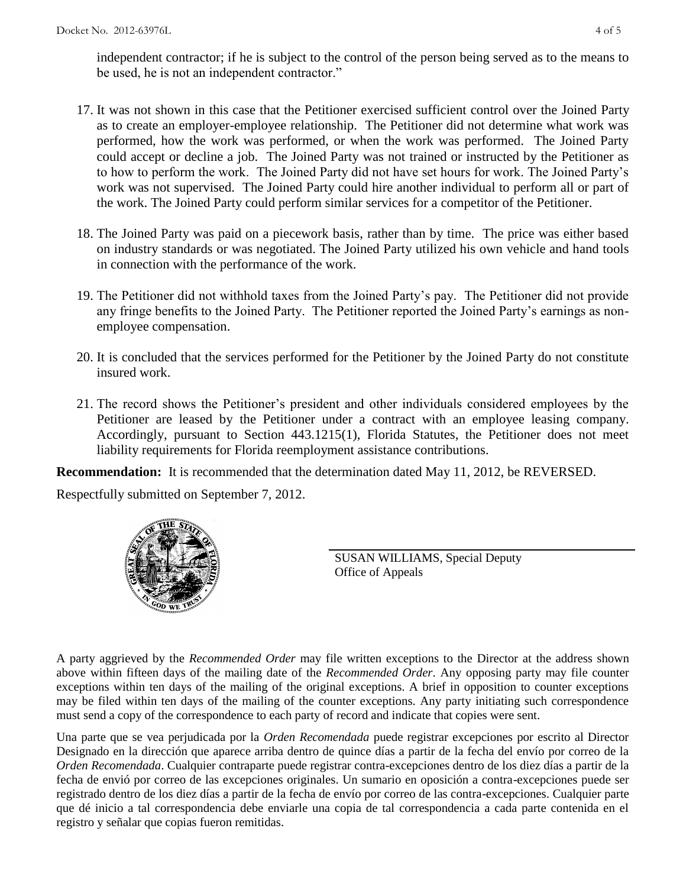independent contractor; if he is subject to the control of the person being served as to the means to be used, he is not an independent contractor."

17. It was not shown in this case that the Petitioner exercised sufficient control over the Joined Party as to create an employer-employee relationship. The Petitioner did not determine what work was performed, how the work was performed, or when the work was performed. The Joined Party could accept or decline a job. The Joined Party was not trained or instructed by the Petitioner as to how to perform the work. The Joined Party did not have set hours for work. The Joined Party's work was not supervised. The Joined Party could hire another individual to perform all or part of the work. The Joined Party could perform similar services for a competitor of the Petitioner.

18. The Joined Party was paid on a piecework basis, rather than by time. The price was either based on industry standards or was negotiated. The Joined Party utilized his own vehicle and hand tools in connection with the performance of the work.

19. The Petitioner did not withhold taxes from the Joined Party's pay. The Petitioner did not provide any fringe benefits to the Joined Party. The Petitioner reported the Joined Party's earnings as non-employee compensation.

20. It is concluded that the services performed for the Petitioner by the Joined Party do not constitute insured work.

21. The record shows the Petitioner's president and other individuals considered employees by the Petitioner are leased by the Petitioner under a contract with an employee leasing company. Accordingly, pursuant to Section 443.1215(1), Florida Statutes, the Petitioner does not meet liability requirements for Florida reemployment assistance contributions.

**Recommendation:** It is recommended that the determination dated May 11, 2012, be REVERSED.

Respectfully submitted on September 7, 2012.

SUSAN WILLIAMS, Special Deputy
Office of Appeals

A party aggrieved by the *Recommended Order* may file written exceptions to the Director at the address shown above within fifteen days of the mailing date of the *Recommended Order*. Any opposing party may file counter exceptions within ten days of the mailing of the original exceptions. A brief in opposition to counter exceptions may be filed within ten days of the mailing of the counter exceptions. Any party initiating such correspondence must send a copy of the correspondence to each party of record and indicate that copies were sent.

Una parte que se vea perjudicada por la *Orden Recomendada* puede registrar excepciones por escrito al Director Designado en la dirección que aparece arriba dentro de quince días a partir de la fecha del envío por correo de la *Orden Recomendada*. Cualquier contraparte puede registrar contra-excepciones dentro de los diez días a partir de la fecha de envió por correo de las excepciones originales. Un sumario en oposición a contra-excepciones puede ser registrado dentro de los diez días a partir de la fecha de envío por correo de las contra-excepciones. Cualquier parte que dé inicio a tal correspondencia debe enviarle una copia de tal correspondencia a cada parte contenida en el registro y señalar que copias fueron remitidas.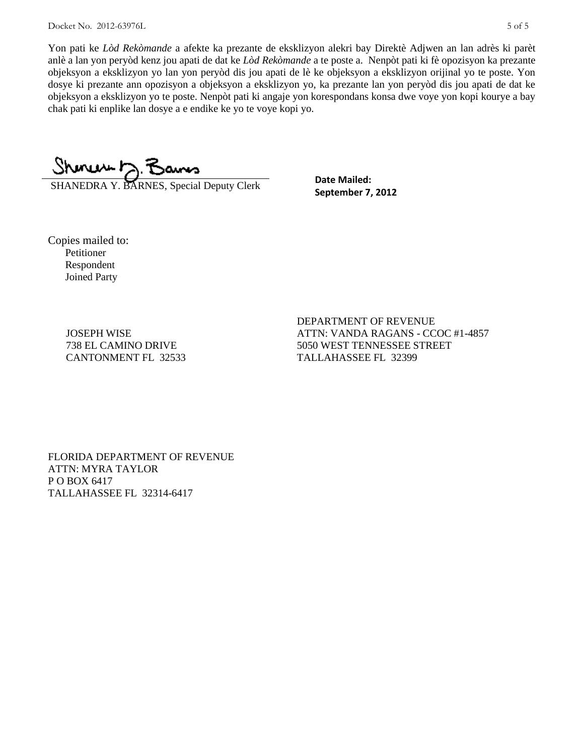Yon pati ke *Lòd Rekòmande* a afekte ka prezante de eksklizyon alekri bay Direktè Adjwen an lan adrès ki parèt anlè a lan yon peryòd kenz jou apati de dat ke *Lòd Rekòmande* a te poste a. Nenpòt pati ki fè opozisyon ka prezante objeksyon a eksklizyon yo lan yon peryòd dis jou apati de lè ke objeksyon a eksklizyon orijinal yo te poste. Yon dosye ki prezante ann opozisyon a objeksyon a eksklizyon yo, ka prezante lan yon peryòd dis jou apati de dat ke objeksyon a eksklizyon yo te poste. Nenpòt pati ki angaje yon korespondans konsa dwe voye yon kopi kourye a bay chak pati ki enplike lan dosye a e endike ke yo te voye kopi yo.

SHANEDRA Y. BARNES, Special Deputy Clerk

**Date Mailed:**
**September 7, 2012**

Copies mailed to:
Petitioner
Respondent
Joined Party

JOSEPH WISE
738 EL CAMINO DRIVE
CANTONMENT FL 32533

DEPARTMENT OF REVENUE
ATTN: VANDA RAGANS - CCOC #1-4857
5050 WEST TENNESSEE STREET
TALLAHASSEE FL 32399

FLORIDA DEPARTMENT OF REVENUE
ATTN: MYRA TAYLOR
P O BOX 6417
TALLAHASSEE FL 32314-6417